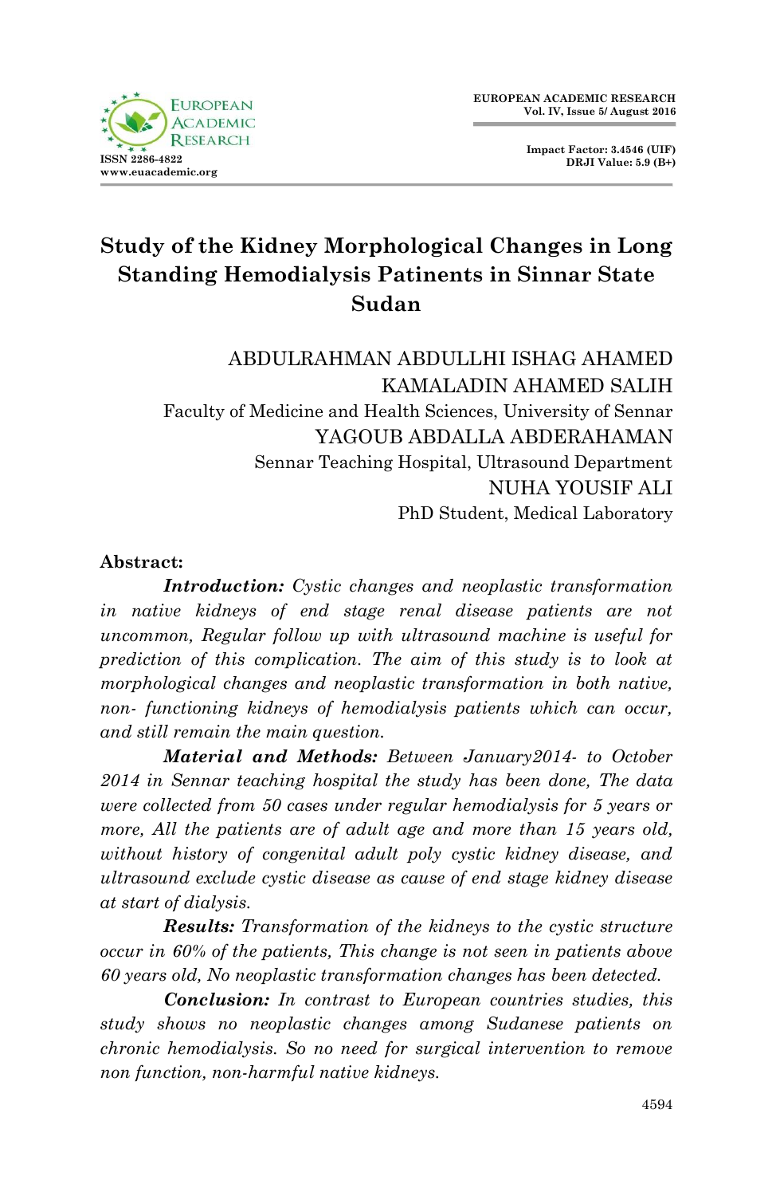# Study of the Kidney Morphological Changes in Long Standing Hemodialysis Patinents in Sinnar State Sudan

ABDULRAHMAN ABDULLHI ISHAG AHAMED
KAMALADIN AHAMED SALIH
Faculty of Medicine and Health Sciences, University of Sennar
YAGOUB ABDALLA ABDERAHAMAN
Sennar Teaching Hospital, Ultrasound Department
NUHA YOUSIF ALI
PhD Student, Medical Laboratory

## Abstract:

***Introduction:*** *Cystic changes and neoplastic transformation in native kidneys of end stage renal disease patients are not uncommon, Regular follow up with ultrasound machine is useful for prediction of this complication. The aim of this study is to look at morphological changes and neoplastic transformation in both native, non- functioning kidneys of hemodialysis patients which can occur, and still remain the main question.*

***Material and Methods:*** *Between January2014- to October 2014 in Sennar teaching hospital the study has been done, The data were collected from 50 cases under regular hemodialysis for 5 years or more, All the patients are of adult age and more than 15 years old, without history of congenital adult poly cystic kidney disease, and ultrasound exclude cystic disease as cause of end stage kidney disease at start of dialysis.*

***Results:*** *Transformation of the kidneys to the cystic structure occur in 60% of the patients, This change is not seen in patients above 60 years old, No neoplastic transformation changes has been detected.*

***Conclusion:*** *In contrast to European countries studies, this study shows no neoplastic changes among Sudanese patients on chronic hemodialysis. So no need for surgical intervention to remove non function, non-harmful native kidneys.*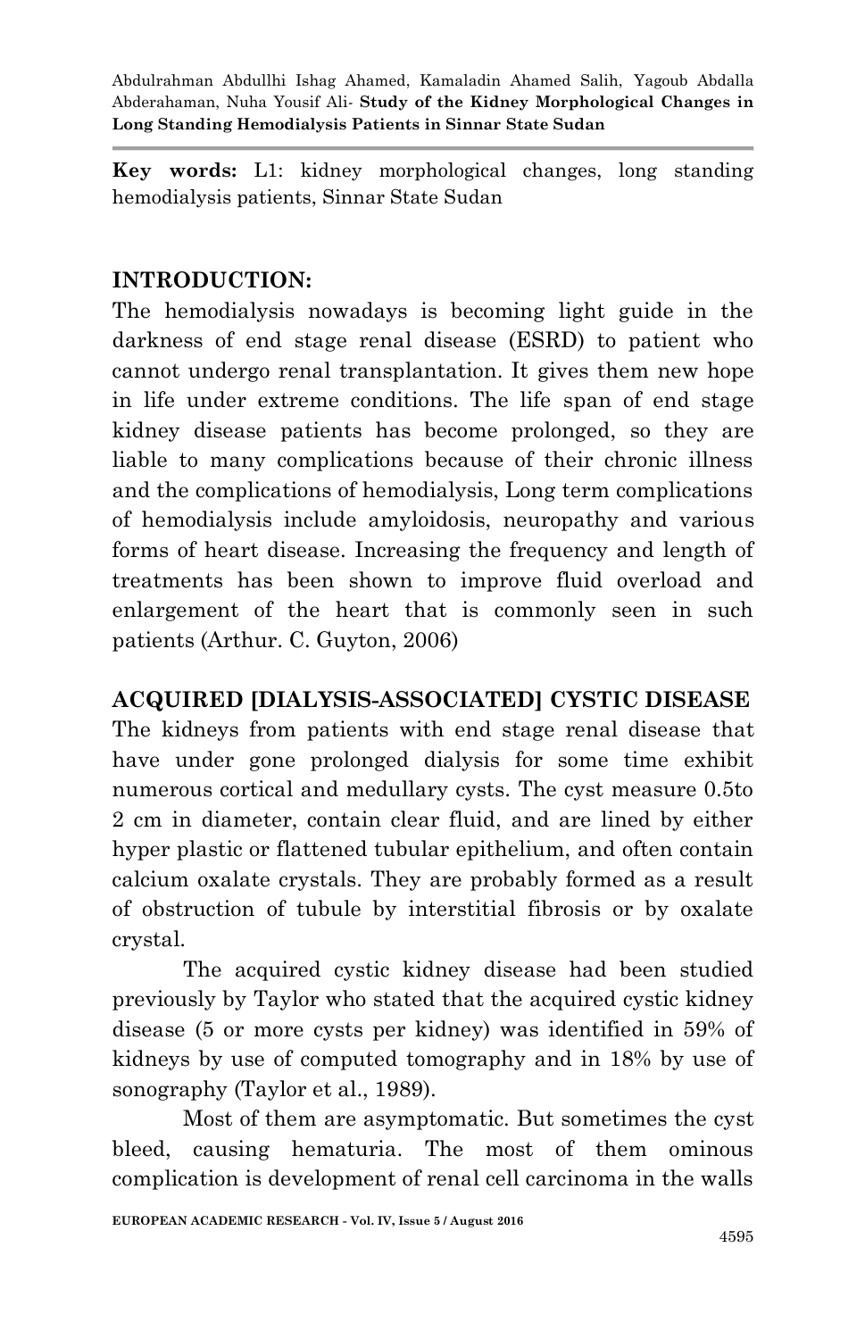**Key words:** L1: kidney morphological changes, long standing hemodialysis patients, Sinnar State Sudan

## INTRODUCTION:

The hemodialysis nowadays is becoming light guide in the darkness of end stage renal disease (ESRD) to patient who cannot undergo renal transplantation. It gives them new hope in life under extreme conditions. The life span of end stage kidney disease patients has become prolonged, so they are liable to many complications because of their chronic illness and the complications of hemodialysis, Long term complications of hemodialysis include amyloidosis, neuropathy and various forms of heart disease. Increasing the frequency and length of treatments has been shown to improve fluid overload and enlargement of the heart that is commonly seen in such patients (Arthur. C. Guyton, 2006)

## ACQUIRED [DIALYSIS-ASSOCIATED] CYSTIC DISEASE

The kidneys from patients with end stage renal disease that have under gone prolonged dialysis for some time exhibit numerous cortical and medullary cysts. The cyst measure 0.5to 2 cm in diameter, contain clear fluid, and are lined by either hyper plastic or flattened tubular epithelium, and often contain calcium oxalate crystals. They are probably formed as a result of obstruction of tubule by interstitial fibrosis or by oxalate crystal.

The acquired cystic kidney disease had been studied previously by Taylor who stated that the acquired cystic kidney disease (5 or more cysts per kidney) was identified in 59% of kidneys by use of computed tomography and in 18% by use of sonography (Taylor et al., 1989).

Most of them are asymptomatic. But sometimes the cyst bleed, causing hematuria. The most of them ominous complication is development of renal cell carcinoma in the walls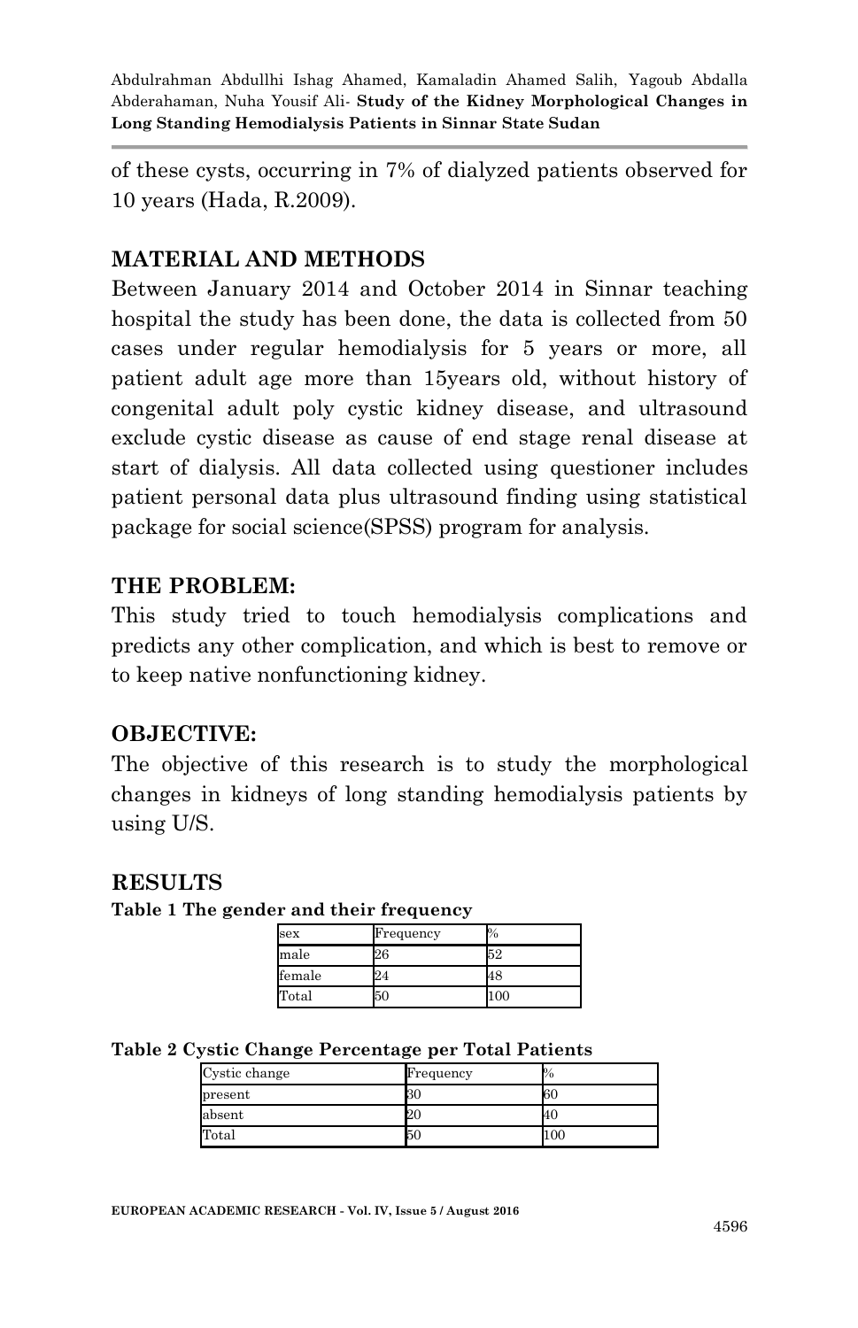of these cysts, occurring in 7% of dialyzed patients observed for 10 years (Hada, R.2009).

## MATERIAL AND METHODS

Between January 2014 and October 2014 in Sinnar teaching hospital the study has been done, the data is collected from 50 cases under regular hemodialysis for 5 years or more, all patient adult age more than 15years old, without history of congenital adult poly cystic kidney disease, and ultrasound exclude cystic disease as cause of end stage renal disease at start of dialysis. All data collected using questioner includes patient personal data plus ultrasound finding using statistical package for social science(SPSS) program for analysis.

## THE PROBLEM:

This study tried to touch hemodialysis complications and predicts any other complication, and which is best to remove or to keep native nonfunctioning kidney.

## OBJECTIVE:

The objective of this research is to study the morphological changes in kidneys of long standing hemodialysis patients by using U/S.

## RESULTS

**Table 1 The gender and their frequency**

| sex | Frequency | % |
|---|---|---|
| male | 26 | 52 |
| female | 24 | 48 |
| Total | 50 | 100 |

**Table 2 Cystic Change Percentage per Total Patients**

| Cystic change | Frequency | % |
|---|---|---|
| present | 30 | 60 |
| absent | 20 | 40 |
| Total | 50 | 100 |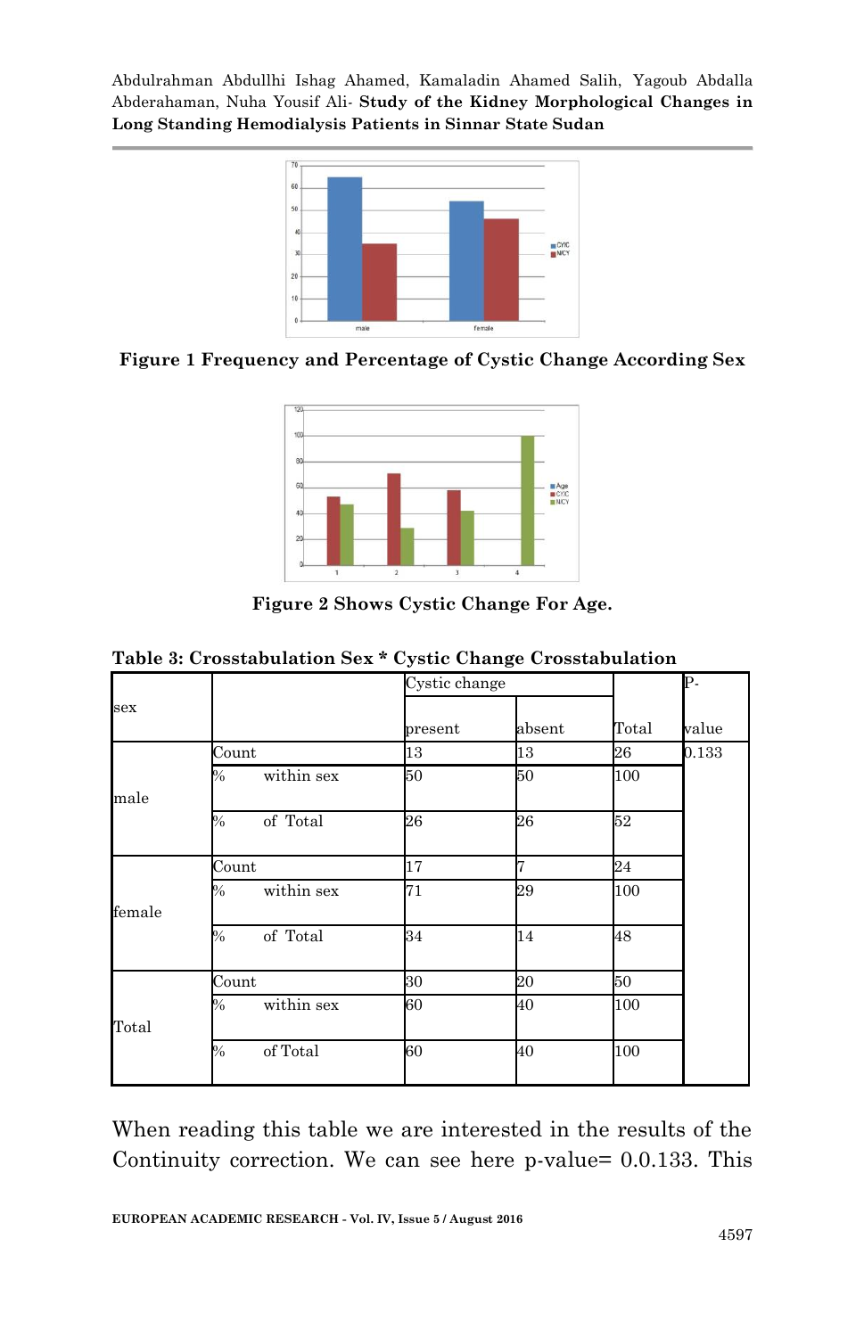**Figure 1 Frequency and Percentage of Cystic Change According Sex**

**Figure 2 Shows Cystic Change For Age.**

**Table 3: Crosstabulation Sex * Cystic Change Crosstabulation**

| sex | | Cystic change present | absent | Total | P-value |
|---|---|---|---|---|---|
| male | Count | 13 | 13 | 26 | 0.133 |
| | % within sex | 50 | 50 | 100 | |
| | % of Total | 26 | 26 | 52 | |
| female | Count | 17 | 7 | 24 | |
| | % within sex | 71 | 29 | 100 | |
| | % of Total | 34 | 14 | 48 | |
| Total | Count | 30 | 20 | 50 | |
| | % within sex | 60 | 40 | 100 | |
| | % of Total | 60 | 40 | 100 | |

When reading this table we are interested in the results of the Continuity correction. We can see here p-value= 0.0.133. This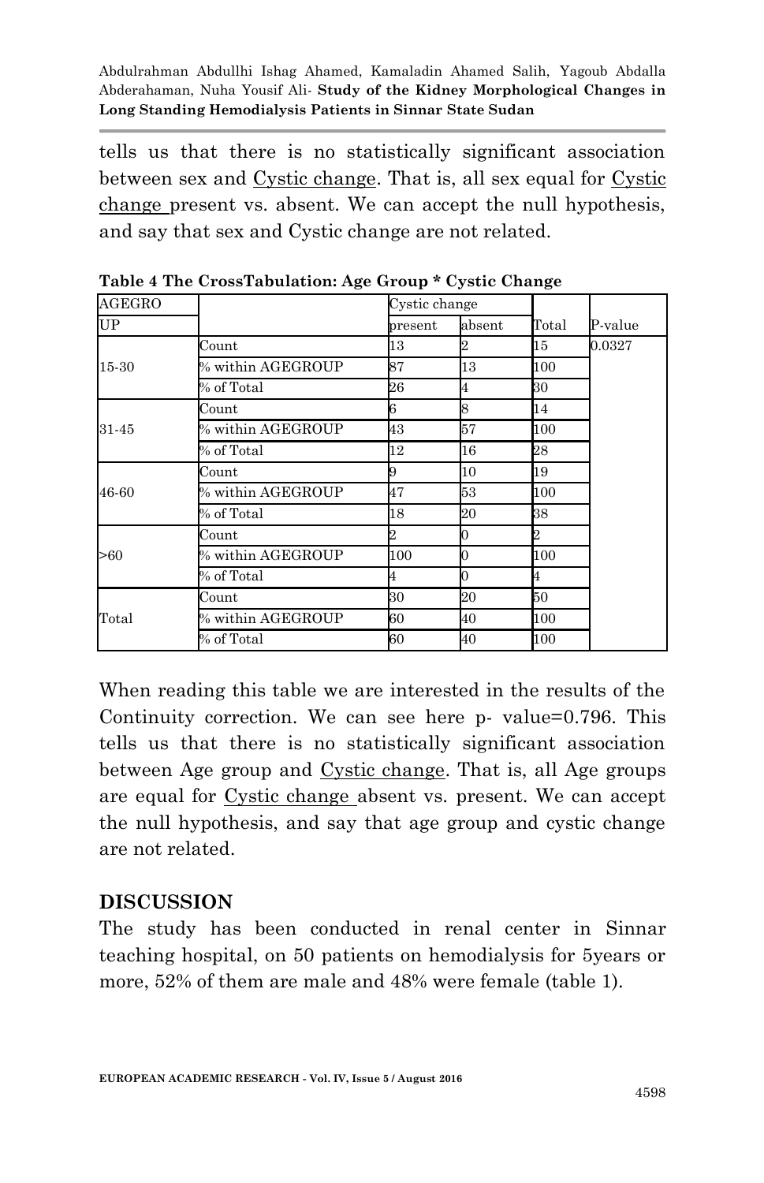tells us that there is no statistically significant association between sex and Cystic change. That is, all sex equal for Cystic change present vs. absent. We can accept the null hypothesis, and say that sex and Cystic change are not related.

**Table 4 The CrossTabulation: Age Group * Cystic Change**

| AGEGROUP | | Cystic change | | Total | P-value |
|---|---|---|---|---|---|
| | | present | absent | | |
| 15-30 | Count | 13 | 2 | 15 | 0.0327 |
| | % within AGEGROUP | 87 | 13 | 100 | |
| | % of Total | 26 | 4 | 30 | |
| 31-45 | Count | 6 | 8 | 14 | |
| | % within AGEGROUP | 43 | 57 | 100 | |
| | % of Total | 12 | 16 | 28 | |
| 46-60 | Count | 9 | 10 | 19 | |
| | % within AGEGROUP | 47 | 53 | 100 | |
| | % of Total | 18 | 20 | 38 | |
| >60 | Count | 2 | 0 | 2 | |
| | % within AGEGROUP | 100 | 0 | 100 | |
| | % of Total | 4 | 0 | 4 | |
| Total | Count | 30 | 20 | 50 | |
| | % within AGEGROUP | 60 | 40 | 100 | |
| | % of Total | 60 | 40 | 100 | |

When reading this table we are interested in the results of the Continuity correction. We can see here p- value=0.796. This tells us that there is no statistically significant association between Age group and Cystic change. That is, all Age groups are equal for Cystic change absent vs. present. We can accept the null hypothesis, and say that age group and cystic change are not related.

## DISCUSSION

The study has been conducted in renal center in Sinnar teaching hospital, on 50 patients on hemodialysis for 5years or more, 52% of them are male and 48% were female (table 1).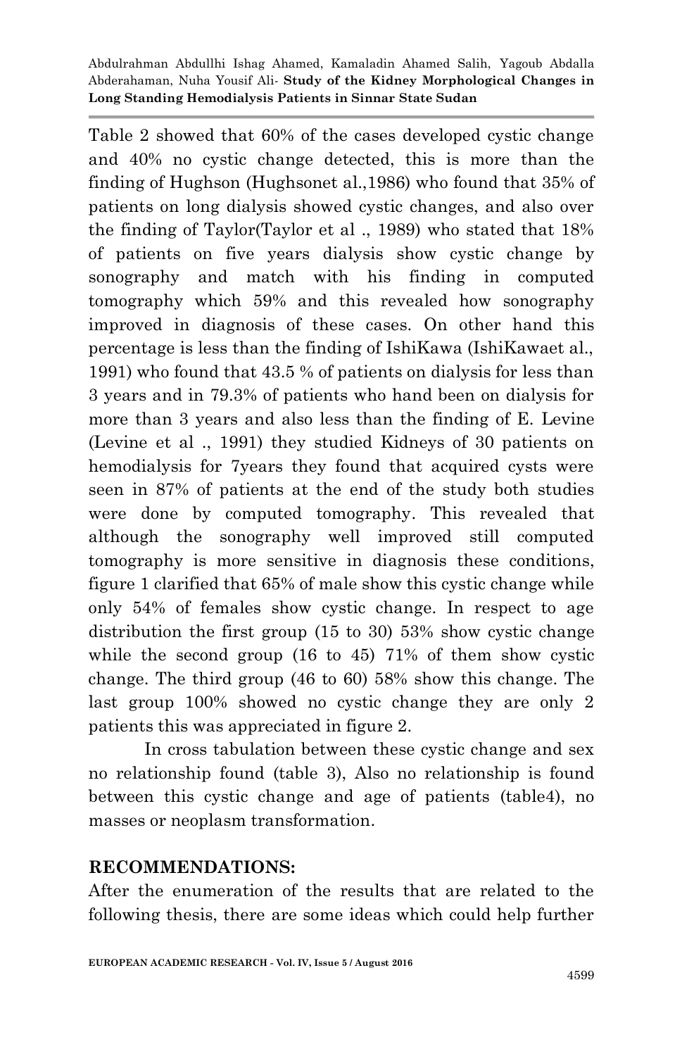Table 2 showed that 60% of the cases developed cystic change and 40% no cystic change detected, this is more than the finding of Hughson (Hughsonet al.,1986) who found that 35% of patients on long dialysis showed cystic changes, and also over the finding of Taylor(Taylor et al ., 1989) who stated that 18% of patients on five years dialysis show cystic change by sonography and match with his finding in computed tomography which 59% and this revealed how sonography improved in diagnosis of these cases. On other hand this percentage is less than the finding of IshiKawa (IshiKawaet al., 1991) who found that 43.5 % of patients on dialysis for less than 3 years and in 79.3% of patients who hand been on dialysis for more than 3 years and also less than the finding of E. Levine (Levine et al ., 1991) they studied Kidneys of 30 patients on hemodialysis for 7years they found that acquired cysts were seen in 87% of patients at the end of the study both studies were done by computed tomography. This revealed that although the sonography well improved still computed tomography is more sensitive in diagnosis these conditions, figure 1 clarified that 65% of male show this cystic change while only 54% of females show cystic change. In respect to age distribution the first group (15 to 30) 53% show cystic change while the second group (16 to 45) 71% of them show cystic change. The third group (46 to 60) 58% show this change. The last group 100% showed no cystic change they are only 2 patients this was appreciated in figure 2.

In cross tabulation between these cystic change and sex no relationship found (table 3), Also no relationship is found between this cystic change and age of patients (table4), no masses or neoplasm transformation.

## RECOMMENDATIONS:

After the enumeration of the results that are related to the following thesis, there are some ideas which could help further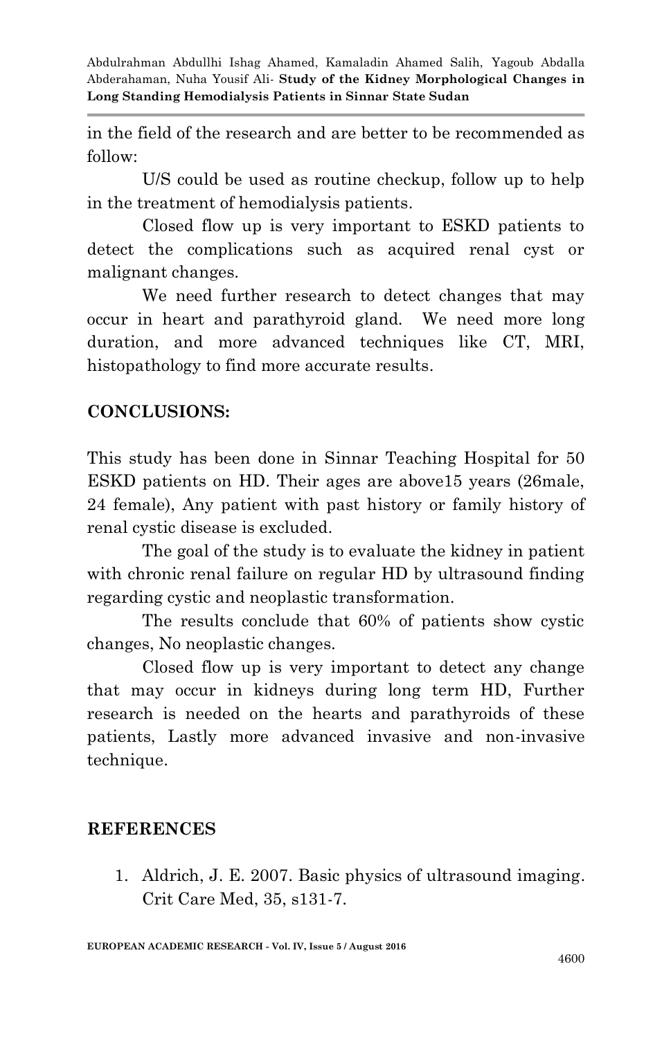in the field of the research and are better to be recommended as follow:

U/S could be used as routine checkup, follow up to help in the treatment of hemodialysis patients.

Closed flow up is very important to ESKD patients to detect the complications such as acquired renal cyst or malignant changes.

We need further research to detect changes that may occur in heart and parathyroid gland. We need more long duration, and more advanced techniques like CT, MRI, histopathology to find more accurate results.

## CONCLUSIONS:

This study has been done in Sinnar Teaching Hospital for 50 ESKD patients on HD. Their ages are above15 years (26male, 24 female), Any patient with past history or family history of renal cystic disease is excluded.

The goal of the study is to evaluate the kidney in patient with chronic renal failure on regular HD by ultrasound finding regarding cystic and neoplastic transformation.

The results conclude that 60% of patients show cystic changes, No neoplastic changes.

Closed flow up is very important to detect any change that may occur in kidneys during long term HD, Further research is needed on the hearts and parathyroids of these patients, Lastly more advanced invasive and non-invasive technique.

## REFERENCES

1. Aldrich, J. E. 2007. Basic physics of ultrasound imaging. Crit Care Med, 35, s131-7.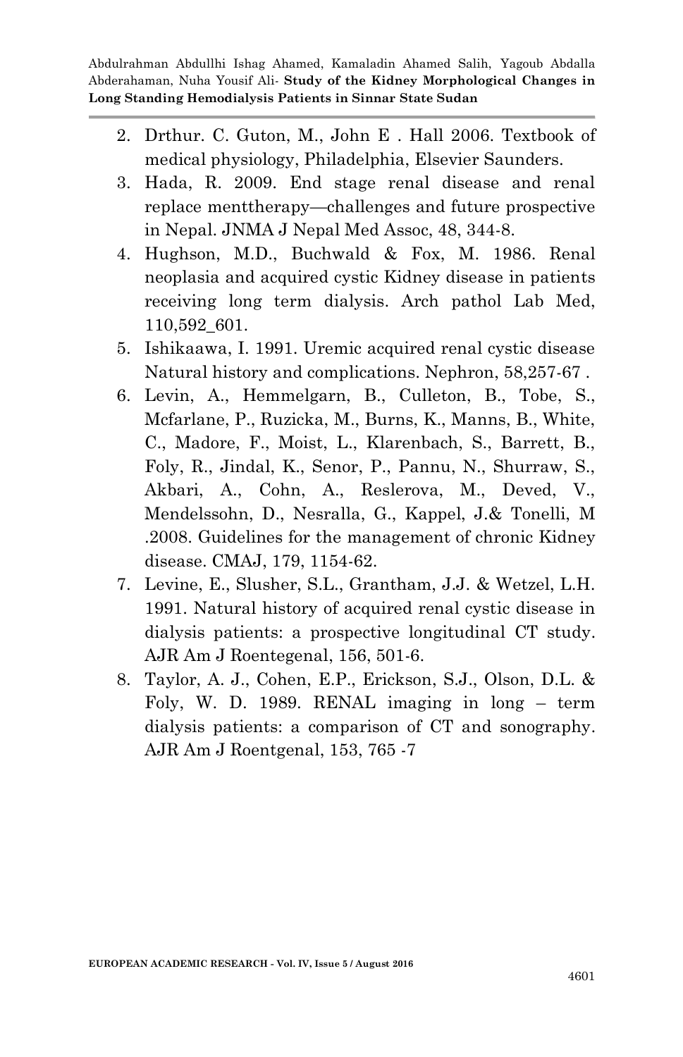2. Drthur. C. Guton, M., John E . Hall 2006. Textbook of medical physiology, Philadelphia, Elsevier Saunders.
3. Hada, R. 2009. End stage renal disease and renal replace menttherapy—challenges and future prospective in Nepal. JNMA J Nepal Med Assoc, 48, 344-8.
4. Hughson, M.D., Buchwald & Fox, M. 1986. Renal neoplasia and acquired cystic Kidney disease in patients receiving long term dialysis. Arch pathol Lab Med, 110,592_601.
5. Ishikaawa, I. 1991. Uremic acquired renal cystic disease Natural history and complications. Nephron, 58,257-67 .
6. Levin, A., Hemmelgarn, B., Culleton, B., Tobe, S., Mcfarlane, P., Ruzicka, M., Burns, K., Manns, B., White, C., Madore, F., Moist, L., Klarenbach, S., Barrett, B., Foly, R., Jindal, K., Senor, P., Pannu, N., Shurraw, S., Akbari, A., Cohn, A., Reslerova, M., Deved, V., Mendelssohn, D., Nesralla, G., Kappel, J.& Tonelli, M .2008. Guidelines for the management of chronic Kidney disease. CMAJ, 179, 1154-62.
7. Levine, E., Slusher, S.L., Grantham, J.J. & Wetzel, L.H. 1991. Natural history of acquired renal cystic disease in dialysis patients: a prospective longitudinal CT study. AJR Am J Roentegenal, 156, 501-6.
8. Taylor, A. J., Cohen, E.P., Erickson, S.J., Olson, D.L. & Foly, W. D. 1989. RENAL imaging in long – term dialysis patients: a comparison of CT and sonography. AJR Am J Roentgenal, 153, 765 -7